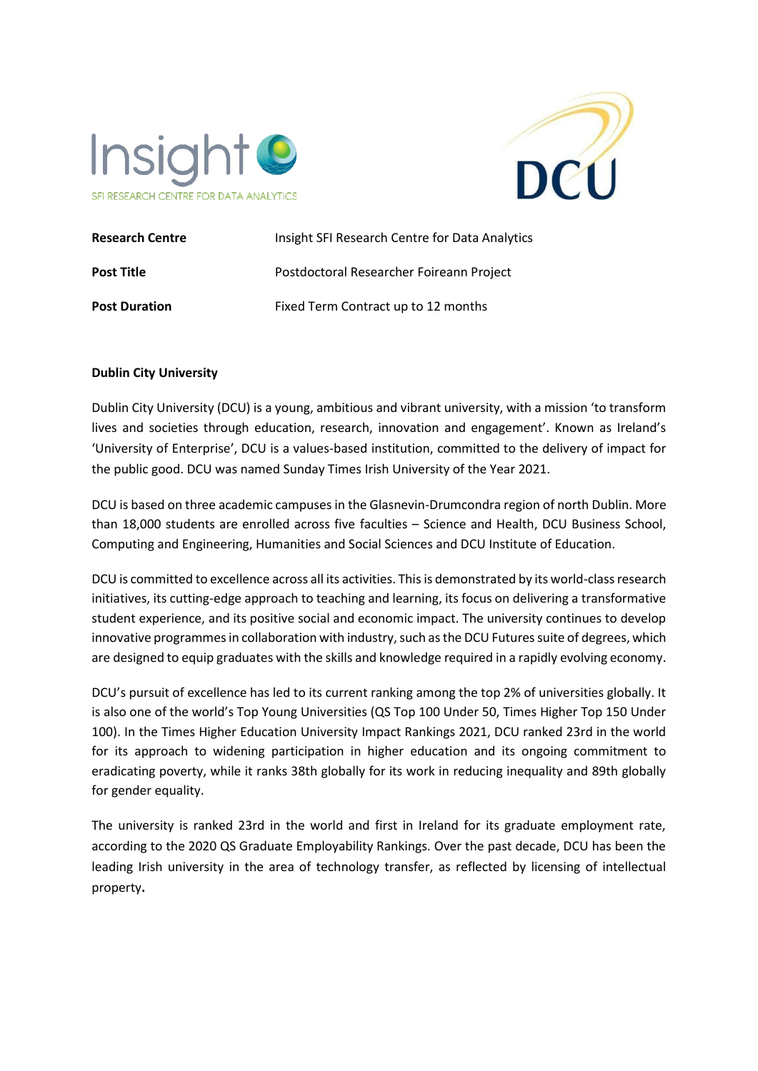| | |
|---|---|
| **Research Centre** | Insight SFI Research Centre for Data Analytics |
| **Post Title** | Postdoctoral Researcher Foireann Project |
| **Post Duration** | Fixed Term Contract up to 12 months |

**Dublin City University**

Dublin City University (DCU) is a young, ambitious and vibrant university, with a mission 'to transform lives and societies through education, research, innovation and engagement'. Known as Ireland's 'University of Enterprise', DCU is a values-based institution, committed to the delivery of impact for the public good. DCU was named Sunday Times Irish University of the Year 2021.

DCU is based on three academic campuses in the Glasnevin-Drumcondra region of north Dublin. More than 18,000 students are enrolled across five faculties – Science and Health, DCU Business School, Computing and Engineering, Humanities and Social Sciences and DCU Institute of Education.

DCU is committed to excellence across all its activities. This is demonstrated by its world-class research initiatives, its cutting-edge approach to teaching and learning, its focus on delivering a transformative student experience, and its positive social and economic impact. The university continues to develop innovative programmes in collaboration with industry, such as the DCU Futures suite of degrees, which are designed to equip graduates with the skills and knowledge required in a rapidly evolving economy.

DCU's pursuit of excellence has led to its current ranking among the top 2% of universities globally. It is also one of the world's Top Young Universities (QS Top 100 Under 50, Times Higher Top 150 Under 100). In the Times Higher Education University Impact Rankings 2021, DCU ranked 23rd in the world for its approach to widening participation in higher education and its ongoing commitment to eradicating poverty, while it ranks 38th globally for its work in reducing inequality and 89th globally for gender equality.

The university is ranked 23rd in the world and first in Ireland for its graduate employment rate, according to the 2020 QS Graduate Employability Rankings. Over the past decade, DCU has been the leading Irish university in the area of technology transfer, as reflected by licensing of intellectual property.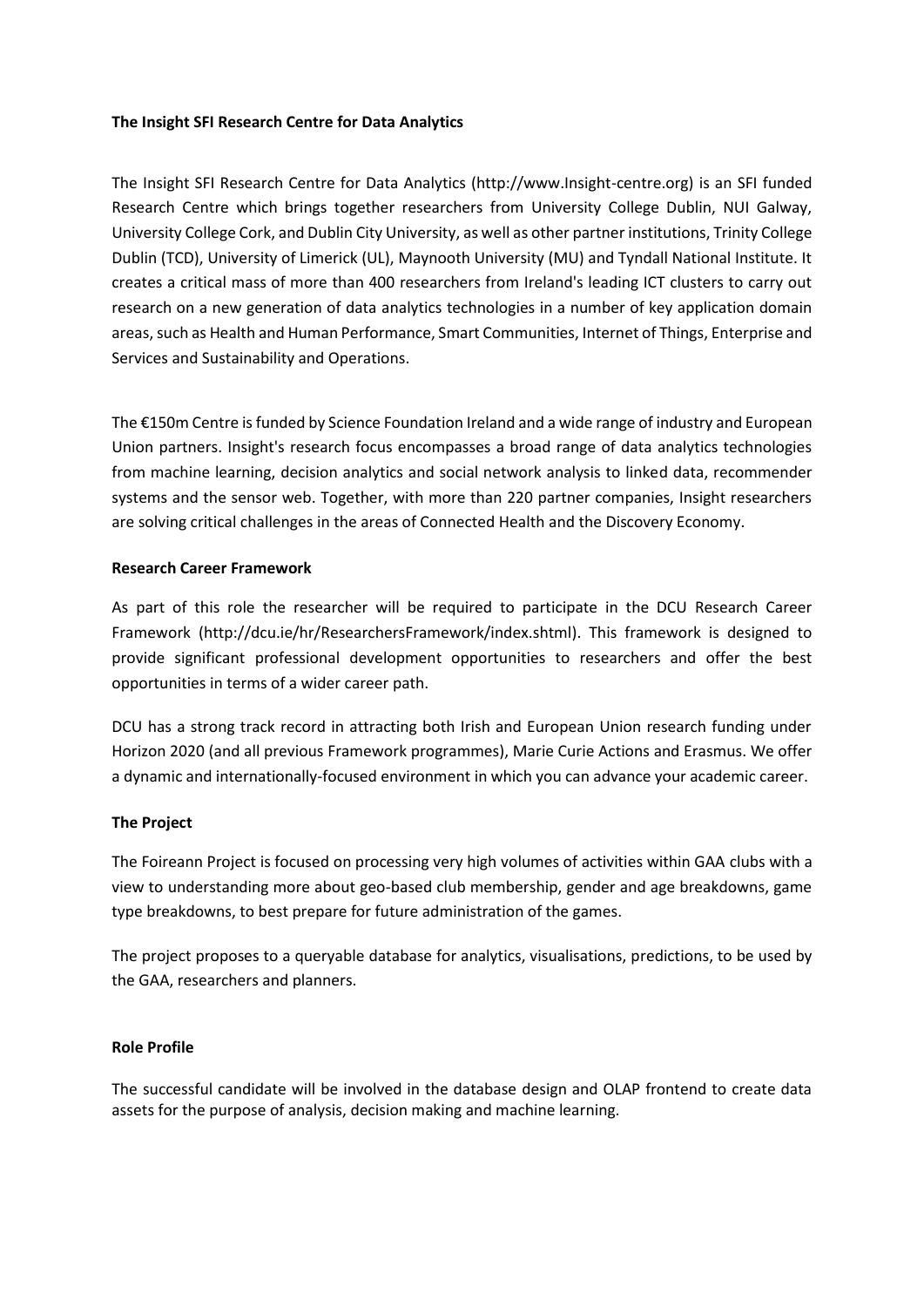**The Insight SFI Research Centre for Data Analytics**

The Insight SFI Research Centre for Data Analytics (http://www.Insight-centre.org) is an SFI funded Research Centre which brings together researchers from University College Dublin, NUI Galway, University College Cork, and Dublin City University, as well as other partner institutions, Trinity College Dublin (TCD), University of Limerick (UL), Maynooth University (MU) and Tyndall National Institute. It creates a critical mass of more than 400 researchers from Ireland's leading ICT clusters to carry out research on a new generation of data analytics technologies in a number of key application domain areas, such as Health and Human Performance, Smart Communities, Internet of Things, Enterprise and Services and Sustainability and Operations.

The €150m Centre is funded by Science Foundation Ireland and a wide range of industry and European Union partners. Insight's research focus encompasses a broad range of data analytics technologies from machine learning, decision analytics and social network analysis to linked data, recommender systems and the sensor web. Together, with more than 220 partner companies, Insight researchers are solving critical challenges in the areas of Connected Health and the Discovery Economy.

**Research Career Framework**

As part of this role the researcher will be required to participate in the DCU Research Career Framework (http://dcu.ie/hr/ResearchersFramework/index.shtml). This framework is designed to provide significant professional development opportunities to researchers and offer the best opportunities in terms of a wider career path.

DCU has a strong track record in attracting both Irish and European Union research funding under Horizon 2020 (and all previous Framework programmes), Marie Curie Actions and Erasmus. We offer a dynamic and internationally-focused environment in which you can advance your academic career.

**The Project**

The Foireann Project is focused on processing very high volumes of activities within GAA clubs with a view to understanding more about geo-based club membership, gender and age breakdowns, game type breakdowns, to best prepare for future administration of the games.

The project proposes to a queryable database for analytics, visualisations, predictions, to be used by the GAA, researchers and planners.

**Role Profile**

The successful candidate will be involved in the database design and OLAP frontend to create data assets for the purpose of analysis, decision making and machine learning.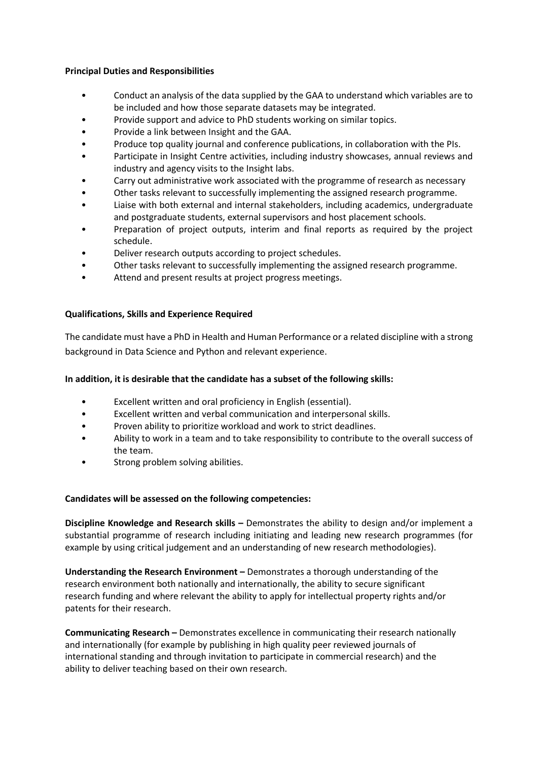**Principal Duties and Responsibilities**

- Conduct an analysis of the data supplied by the GAA to understand which variables are to be included and how those separate datasets may be integrated.
- Provide support and advice to PhD students working on similar topics.
- Provide a link between Insight and the GAA.
- Produce top quality journal and conference publications, in collaboration with the PIs.
- Participate in Insight Centre activities, including industry showcases, annual reviews and industry and agency visits to the Insight labs.
- Carry out administrative work associated with the programme of research as necessary
- Other tasks relevant to successfully implementing the assigned research programme.
- Liaise with both external and internal stakeholders, including academics, undergraduate and postgraduate students, external supervisors and host placement schools.
- Preparation of project outputs, interim and final reports as required by the project schedule.
- Deliver research outputs according to project schedules.
- Other tasks relevant to successfully implementing the assigned research programme.
- Attend and present results at project progress meetings.

**Qualifications, Skills and Experience Required**

The candidate must have a PhD in Health and Human Performance or a related discipline with a strong background in Data Science and Python and relevant experience.

**In addition, it is desirable that the candidate has a subset of the following skills:**

- Excellent written and oral proficiency in English (essential).
- Excellent written and verbal communication and interpersonal skills.
- Proven ability to prioritize workload and work to strict deadlines.
- Ability to work in a team and to take responsibility to contribute to the overall success of the team.
- Strong problem solving abilities.

**Candidates will be assessed on the following competencies:**

**Discipline Knowledge and Research skills –** Demonstrates the ability to design and/or implement a substantial programme of research including initiating and leading new research programmes (for example by using critical judgement and an understanding of new research methodologies).

**Understanding the Research Environment –** Demonstrates a thorough understanding of the research environment both nationally and internationally, the ability to secure significant research funding and where relevant the ability to apply for intellectual property rights and/or patents for their research.

**Communicating Research –** Demonstrates excellence in communicating their research nationally and internationally (for example by publishing in high quality peer reviewed journals of international standing and through invitation to participate in commercial research) and the ability to deliver teaching based on their own research.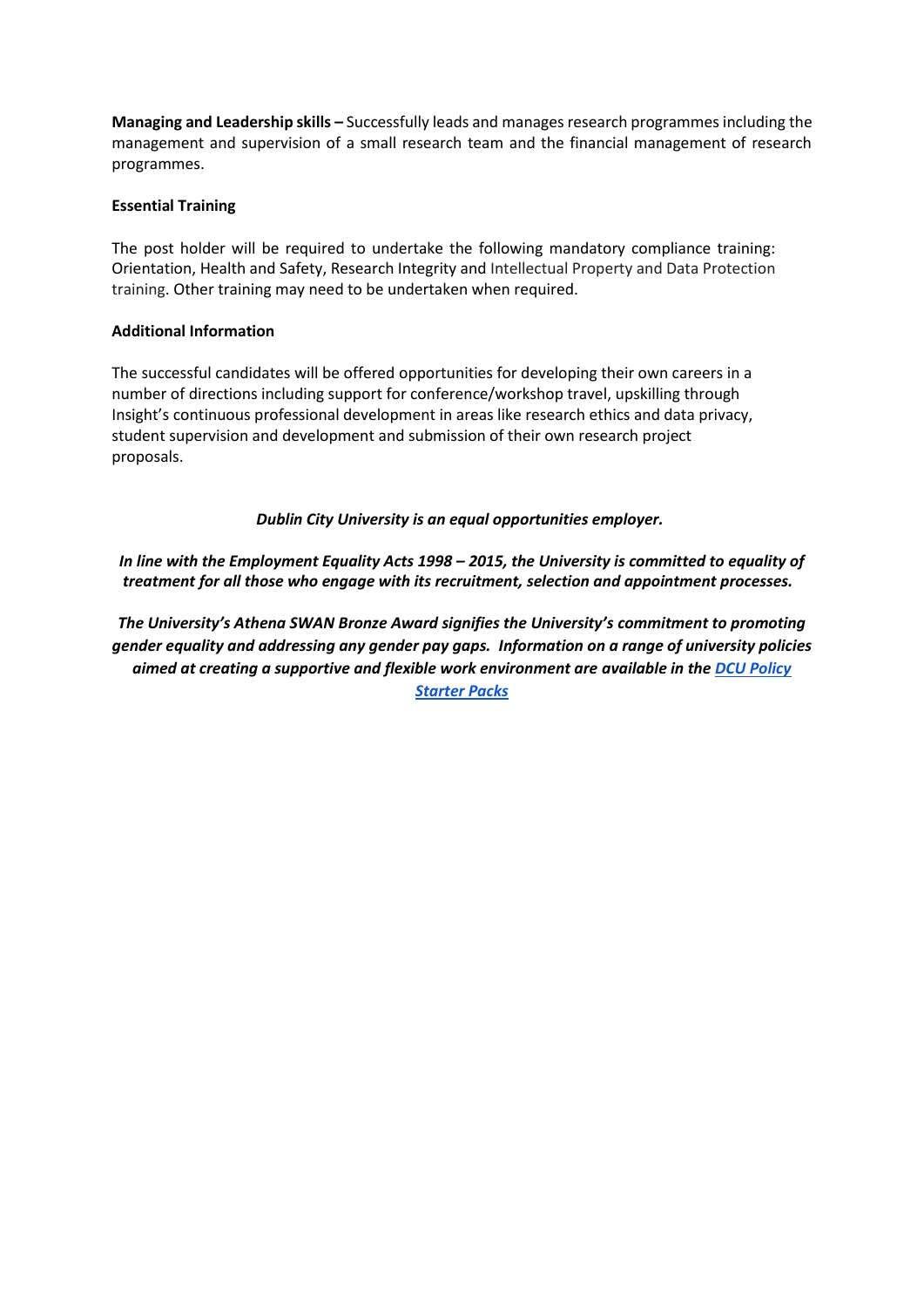**Managing and Leadership skills –** Successfully leads and manages research programmes including the management and supervision of a small research team and the financial management of research programmes.

**Essential Training**

The post holder will be required to undertake the following mandatory compliance training: Orientation, Health and Safety, Research Integrity and Intellectual Property and Data Protection training. Other training may need to be undertaken when required.

**Additional Information**

The successful candidates will be offered opportunities for developing their own careers in a number of directions including support for conference/workshop travel, upskilling through Insight's continuous professional development in areas like research ethics and data privacy, student supervision and development and submission of their own research project proposals.

***Dublin City University is an equal opportunities employer.***

***In line with the Employment Equality Acts 1998 – 2015, the University is committed to equality of treatment for all those who engage with its recruitment, selection and appointment processes.***

***The University's Athena SWAN Bronze Award signifies the University's commitment to promoting gender equality and addressing any gender pay gaps. Information on a range of university policies aimed at creating a supportive and flexible work environment are available in the DCU Policy Starter Packs***